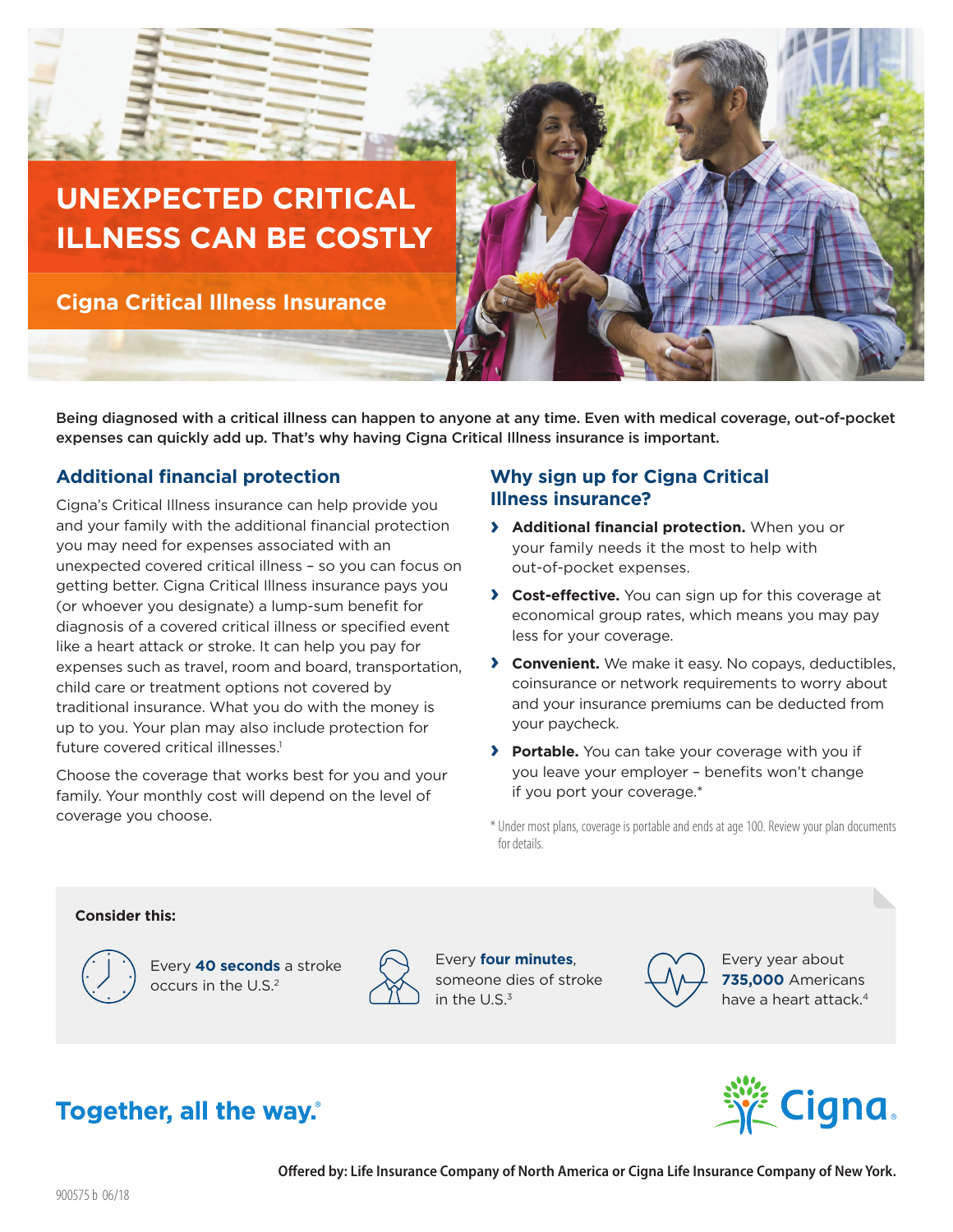# UNEXPECTED CRITICAL ILLNESS CAN BE COSTLY

## Cigna Critical Illness Insurance

**Being diagnosed with a critical illness can happen to anyone at any time. Even with medical coverage, out-of-pocket expenses can quickly add up. That's why having Cigna Critical Illness insurance is important.**

### Additional financial protection

Cigna's Critical Illness insurance can help provide you and your family with the additional financial protection you may need for expenses associated with an unexpected covered critical illness – so you can focus on getting better. Cigna Critical Illness insurance pays you (or whoever you designate) a lump-sum benefit for diagnosis of a covered critical illness or specified event like a heart attack or stroke. It can help you pay for expenses such as travel, room and board, transportation, child care or treatment options not covered by traditional insurance. What you do with the money is up to you. Your plan may also include protection for future covered critical illnesses.[1]

Choose the coverage that works best for you and your family. Your monthly cost will depend on the level of coverage you choose.

### Why sign up for Cigna Critical Illness insurance?

- **Additional financial protection.** When you or your family needs it the most to help with out-of-pocket expenses.
- **Cost-effective.** You can sign up for this coverage at economical group rates, which means you may pay less for your coverage.
- **Convenient.** We make it easy. No copays, deductibles, coinsurance or network requirements to worry about and your insurance premiums can be deducted from your paycheck.
- **Portable.** You can take your coverage with you if you leave your employer – benefits won't change if you port your coverage.*

*Under most plans, coverage is portable and ends at age 100. Review your plan documents for details.

**Consider this:**

- Every **40 seconds** a stroke occurs in the U.S.[2]
- Every **four minutes**, someone dies of stroke in the U.S.[3]
- Every year about **735,000** Americans have a heart attack.[4]

**Together, all the way.**®

Cigna

**Offered by: Life Insurance Company of North America or Cigna Life Insurance Company of New York.**

900575 b 06/18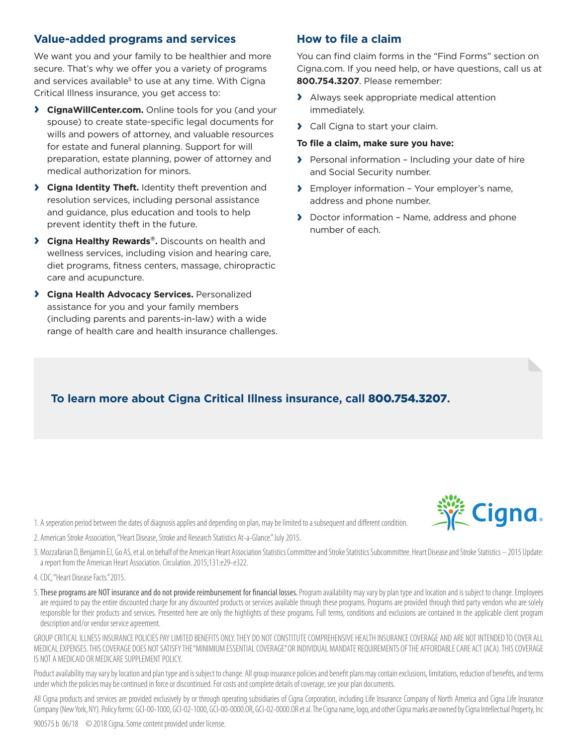## Value-added programs and services

We want you and your family to be healthier and more secure. That's why we offer you a variety of programs and services available[5] to use at any time. With Cigna Critical Illness insurance, you get access to:

- **CignaWillCenter.com.** Online tools for you (and your spouse) to create state-specific legal documents for wills and powers of attorney, and valuable resources for estate and funeral planning. Support for will preparation, estate planning, power of attorney and medical authorization for minors.
- **Cigna Identity Theft.** Identity theft prevention and resolution services, including personal assistance and guidance, plus education and tools to help prevent identity theft in the future.
- **Cigna Healthy Rewards®.** Discounts on health and wellness services, including vision and hearing care, diet programs, fitness centers, massage, chiropractic care and acupuncture.
- **Cigna Health Advocacy Services.** Personalized assistance for you and your family members (including parents and parents-in-law) with a wide range of health care and health insurance challenges.

## How to file a claim

You can find claim forms in the "Find Forms" section on Cigna.com. If you need help, or have questions, call us at **800.754.3207**. Please remember:

- Always seek appropriate medical attention immediately.
- Call Cigna to start your claim.

**To file a claim, make sure you have:**

- Personal information – Including your date of hire and Social Security number.
- Employer information – Your employer's name, address and phone number.
- Doctor information – Name, address and phone number of each.

**To learn more about Cigna Critical Illness insurance, call 800.754.3207.**

1. A seperation period between the dates of diagnosis applies and depending on plan, may be limited to a subsequent and different condition.
2. American Stroke Association, "Heart Disease, Stroke and Research Statistics At-a-Glance." July 2015.
3. Mozzafarian D, Benjamin EJ, Go AS, et al. on behalf of the American Heart Association Statistics Committee and Stroke Statistics Subcommittee. Heart Disease and Stroke Statistics – 2015 Update: a report from the American Heart Association. Circulation. 2015;131:e29-e322.
4. CDC, "Heart Disease Facts." 2015.
5. These programs are NOT insurance and do not provide reimbursement for financial losses. Program availability may vary by plan type and location and is subject to change. Employees are required to pay the entire discounted charge for any discounted products or services available through these programs. Programs are provided through third party vendors who are solely responsible for their products and services. Presented here are only the highlights of these programs. Full terms, conditions and exclusions are contained in the applicable client program description and/or vendor service agreement.

GROUP CRITICAL ILLNESS INSURANCE POLICIES PAY LIMITED BENEFITS ONLY. THEY DO NOT CONSTITUTE COMPREHENSIVE HEALTH INSURANCE COVERAGE AND ARE NOT INTENDED TO COVER ALL MEDICAL EXPENSES. THIS COVERAGE DOES NOT SATISFY THE "MINIMIUM ESSENTIAL COVERAGE" OR INDIVIDUAL MANDATE REQUIREMENTS OF THE AFFORDABLE CARE ACT (ACA). THIS COVERAGE IS NOT A MEDICAID OR MEDICARE SUPPLEMENT POLICY.

Product availability may vary by location and plan type and is subject to change. All group insurance policies and benefit plans may contain exclusions, limitations, reduction of benefits, and terms under which the policies may be continued in force or discontinued. For costs and complete details of coverage, see your plan documents.

All Cigna products and services are provided exclusively by or through operating subsidiaries of Cigna Corporation, including Life Insurance Company of North America and Cigna Life Insurance Company (New York, NY). Policy forms: GCI-00-1000, GCI-02-1000, GCI-00-0000.OR, GCI-02-0000.OR et al. The Cigna name, logo, and other Cigna marks are owned by Cigna Intellectual Property, Inc

900575 b 06/18 © 2018 Cigna. Some content provided under license.